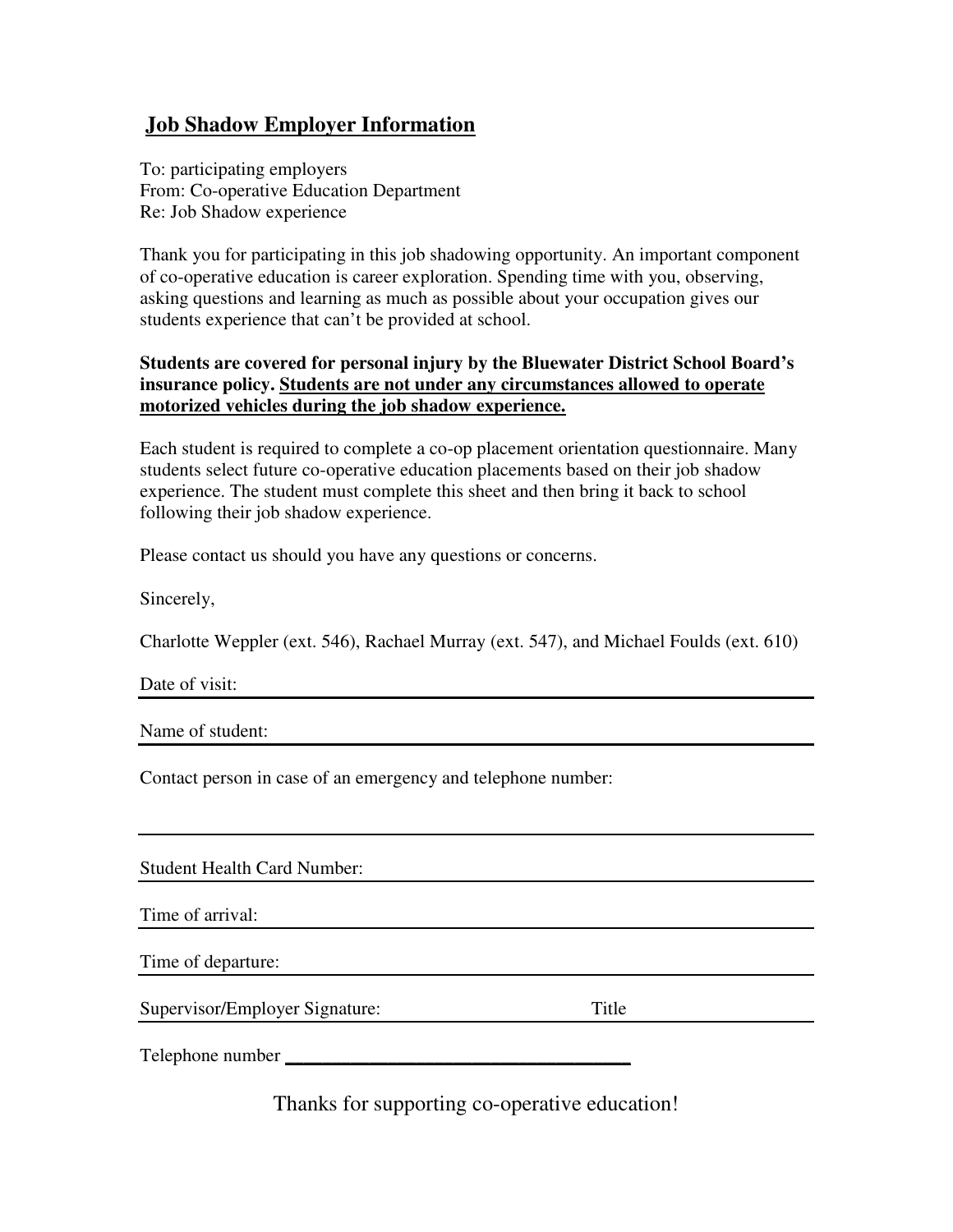## Job Shadow Employer Information

To: participating employers
From: Co-operative Education Department
Re: Job Shadow experience

Thank you for participating in this job shadowing opportunity. An important component of co-operative education is career exploration. Spending time with you, observing, asking questions and learning as much as possible about your occupation gives our students experience that can't be provided at school.

**Students are covered for personal injury by the Bluewater District School Board's insurance policy. <u>Students are not under any circumstances allowed to operate motorized vehicles during the job shadow experience.</u>**

Each student is required to complete a co-op placement orientation questionnaire. Many students select future co-operative education placements based on their job shadow experience. The student must complete this sheet and then bring it back to school following their job shadow experience.

Please contact us should you have any questions or concerns.

Sincerely,

Charlotte Weppler (ext. 546), Rachael Murray (ext. 547), and Michael Foulds (ext. 610)

Date of visit: ____________________________________________

Name of student: ____________________________________________

Contact person in case of an emergency and telephone number:

____________________________________________

Student Health Card Number: ____________________________________________

Time of arrival: ____________________________________________

Time of departure: ____________________________________________

Supervisor/Employer Signature: ______________________ Title ______________________

Telephone number ____________________________________

Thanks for supporting co-operative education!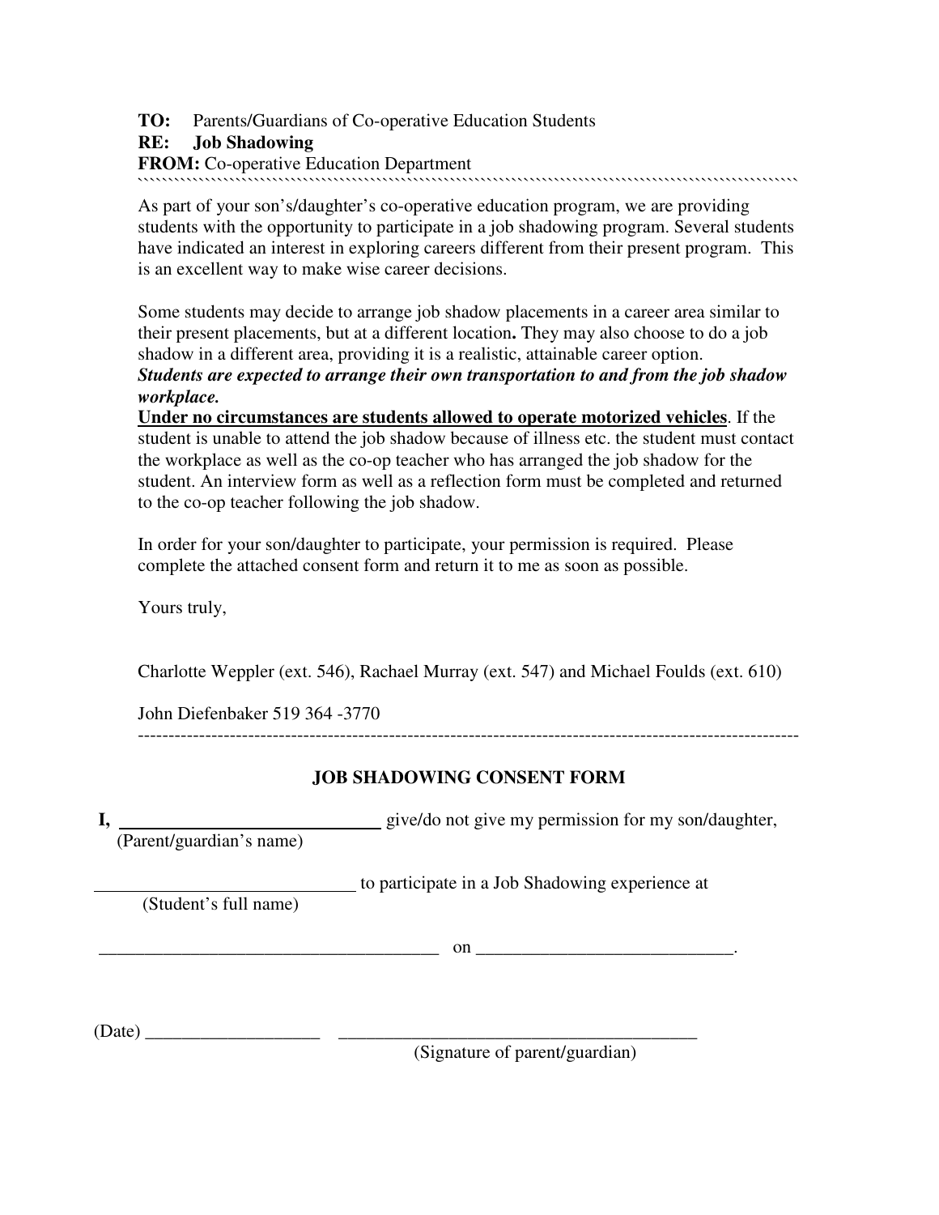**TO:** Parents/Guardians of Co-operative Education Students
**RE:** **Job Shadowing**
**FROM:** Co-operative Education Department

````````````````````````````````````````````````````````````````````````````````````````````````````````````

As part of your son's/daughter's co-operative education program, we are providing students with the opportunity to participate in a job shadowing program. Several students have indicated an interest in exploring careers different from their present program. This is an excellent way to make wise career decisions.

Some students may decide to arrange job shadow placements in a career area similar to their present placements, but at a different location**.** They may also choose to do a job shadow in a different area, providing it is a realistic, attainable career option.
***Students are expected to arrange their own transportation to and from the job shadow workplace.***
<u>**Under no circumstances are students allowed to operate motorized vehicles**</u>. If the student is unable to attend the job shadow because of illness etc. the student must contact the workplace as well as the co-op teacher who has arranged the job shadow for the student. An interview form as well as a reflection form must be completed and returned to the co-op teacher following the job shadow.

In order for your son/daughter to participate, your permission is required. Please complete the attached consent form and return it to me as soon as possible.

Yours truly,

Charlotte Weppler (ext. 546), Rachael Murray (ext. 547) and Michael Foulds (ext. 610)

John Diefenbaker 519 364 -3770

------------------------------------------------------------------------------------------------------------

**JOB SHADOWING CONSENT FORM**

**I,** ____________________________ give/do not give my permission for my son/daughter,
(Parent/guardian's name)

_____________________________ to participate in a Job Shadowing experience at
(Student's full name)

_____________________________________ on ____________________________.

(Date) ___________________ ________________________________________
(Signature of parent/guardian)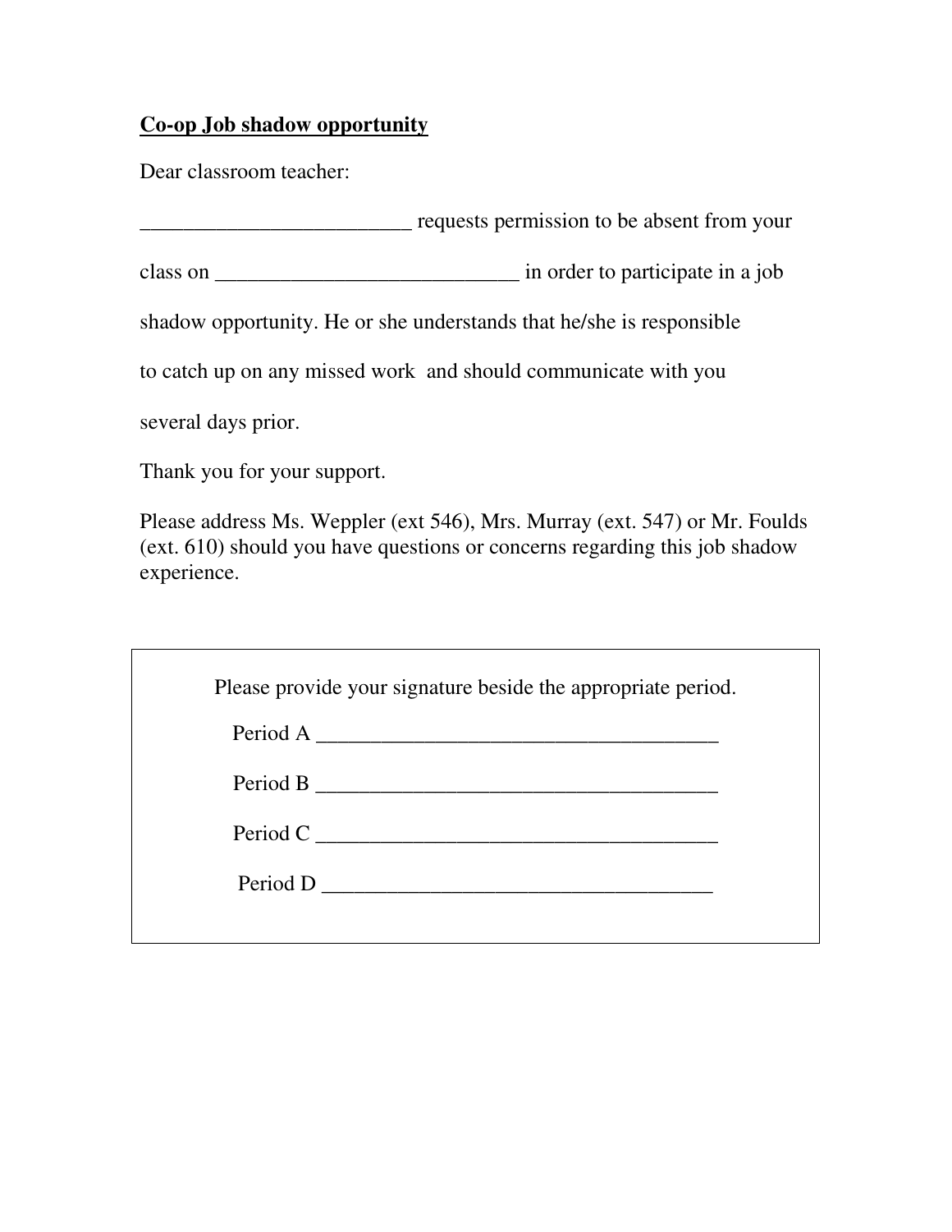**<u>Co-op Job shadow opportunity</u>**

Dear classroom teacher:

_________________________ requests permission to be absent from your class on ____________________________ in order to participate in a job shadow opportunity. He or she understands that he/she is responsible to catch up on any missed work and should communicate with you several days prior.

Thank you for your support.

Please address Ms. Weppler (ext 546), Mrs. Murray (ext. 547) or Mr. Foulds (ext. 610) should you have questions or concerns regarding this job shadow experience.

Please provide your signature beside the appropriate period.

Period A _____________________________________

Period B _____________________________________

Period C _____________________________________

Period D _____________________________________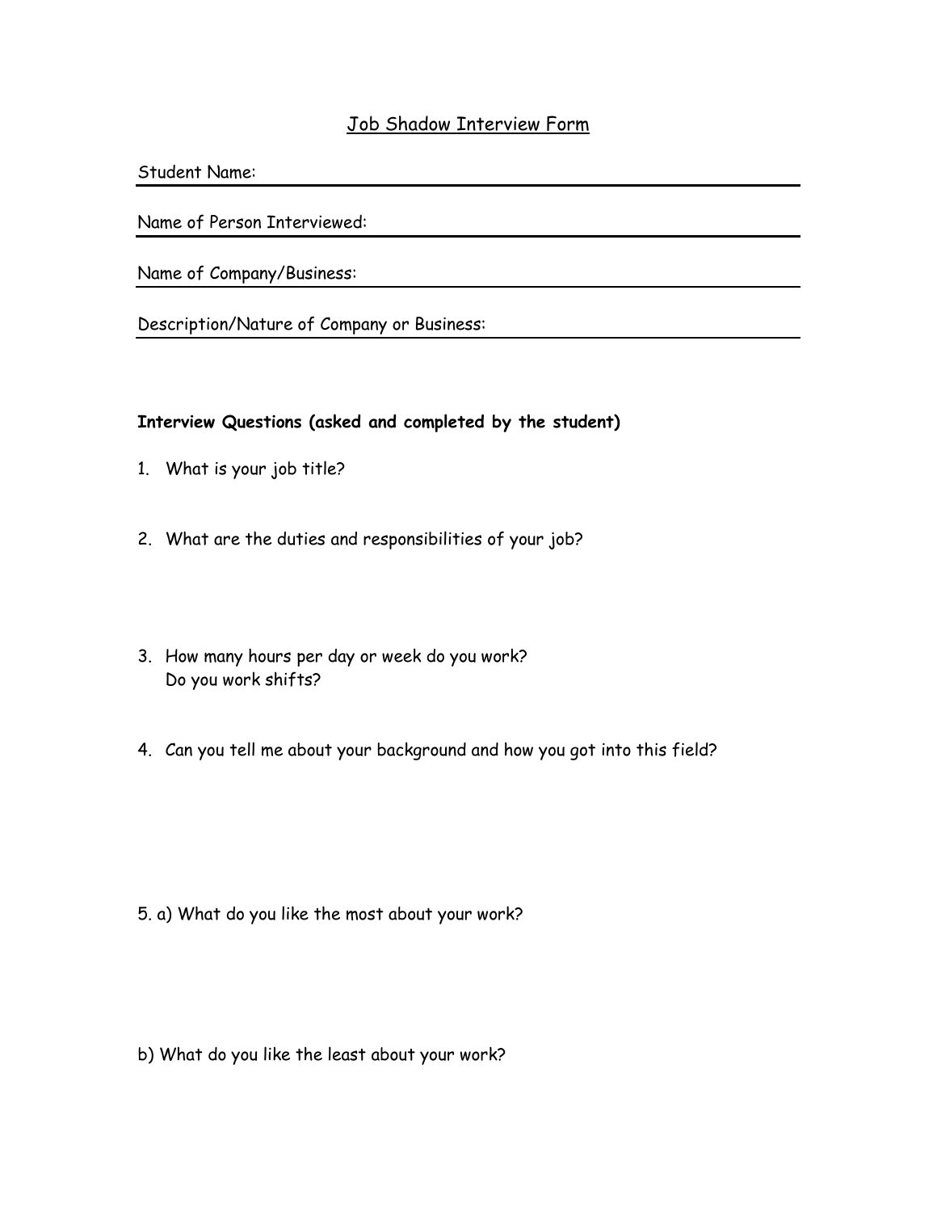# Job Shadow Interview Form

Student Name:

Name of Person Interviewed:

Name of Company/Business:

Description/Nature of Company or Business:

**Interview Questions (asked and completed by the student)**

1. What is your job title?

2. What are the duties and responsibilities of your job?

3. How many hours per day or week do you work?
   Do you work shifts?

4. Can you tell me about your background and how you got into this field?

5. a) What do you like the most about your work?

b) What do you like the least about your work?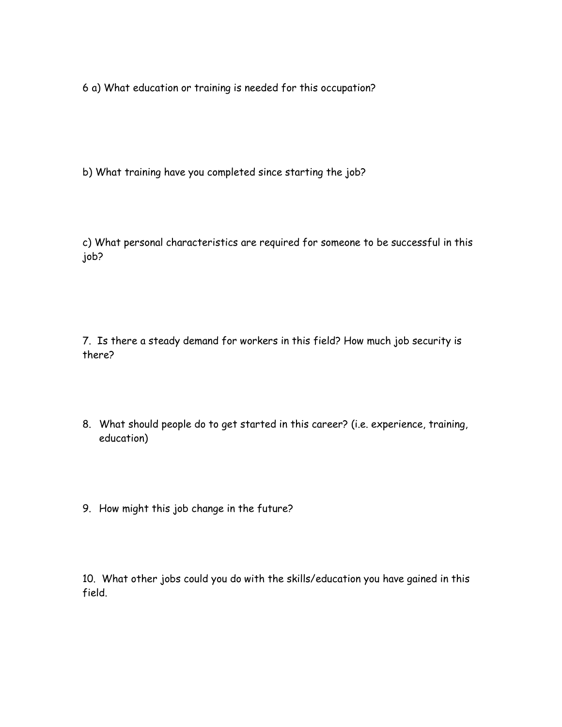6 a) What education or training is needed for this occupation?

b) What training have you completed since starting the job?

c) What personal characteristics are required for someone to be successful in this job?

7. Is there a steady demand for workers in this field? How much job security is there?

8. What should people do to get started in this career? (i.e. experience, training, education)

9. How might this job change in the future?

10. What other jobs could you do with the skills/education you have gained in this field.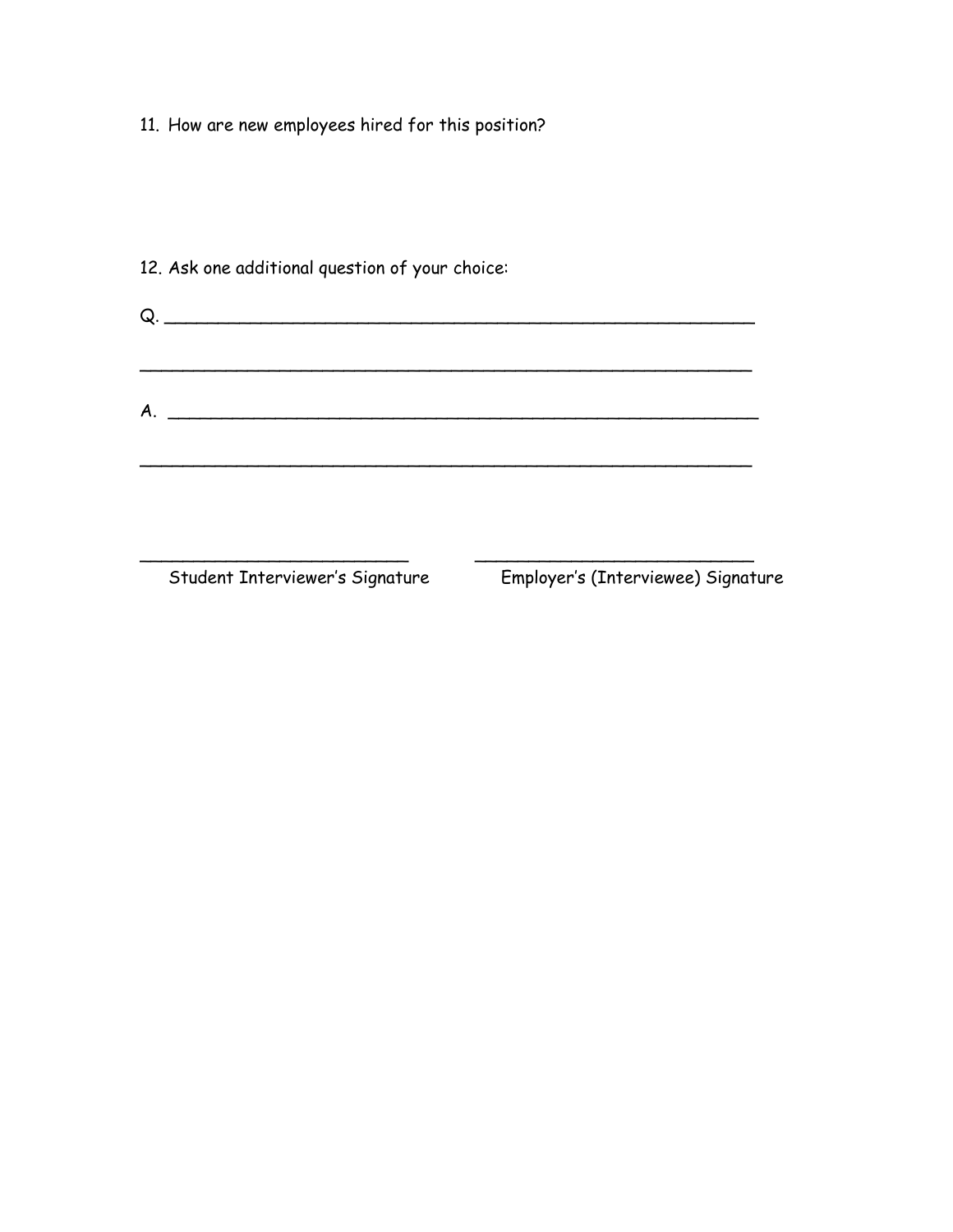11. How are new employees hired for this position?

12. Ask one additional question of your choice:

Q. ____________________________________________________________

______________________________________________________________

A. ____________________________________________________________

______________________________________________________________

___________________________          ___________________________
Student Interviewer's Signature          Employer's (Interviewee) Signature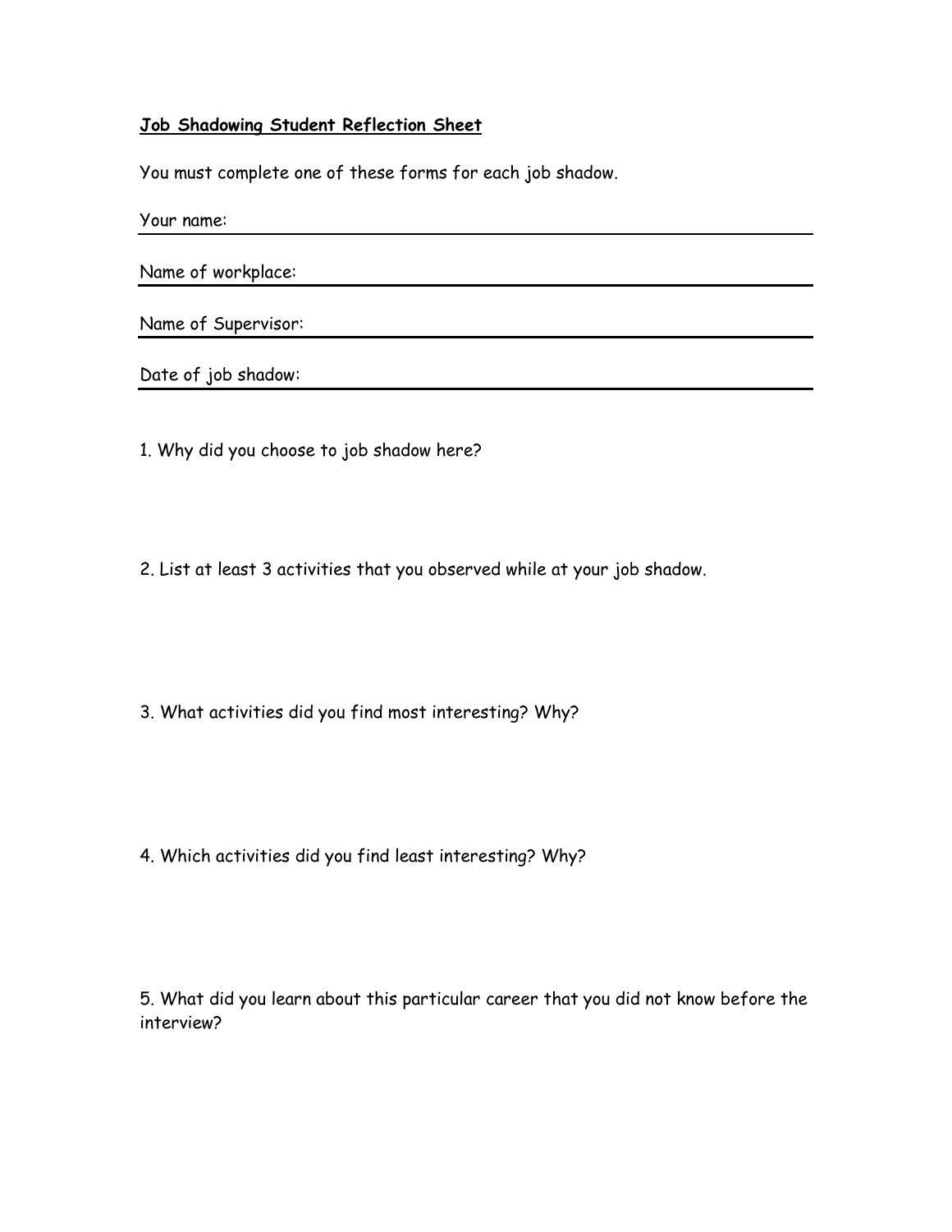**Job Shadowing Student Reflection Sheet**

You must complete one of these forms for each job shadow.

Your name: ______________________________

Name of workplace: ______________________________

Name of Supervisor: ______________________________

Date of job shadow: ______________________________

1. Why did you choose to job shadow here?

2. List at least 3 activities that you observed while at your job shadow.

3. What activities did you find most interesting? Why?

4. Which activities did you find least interesting? Why?

5. What did you learn about this particular career that you did not know before the interview?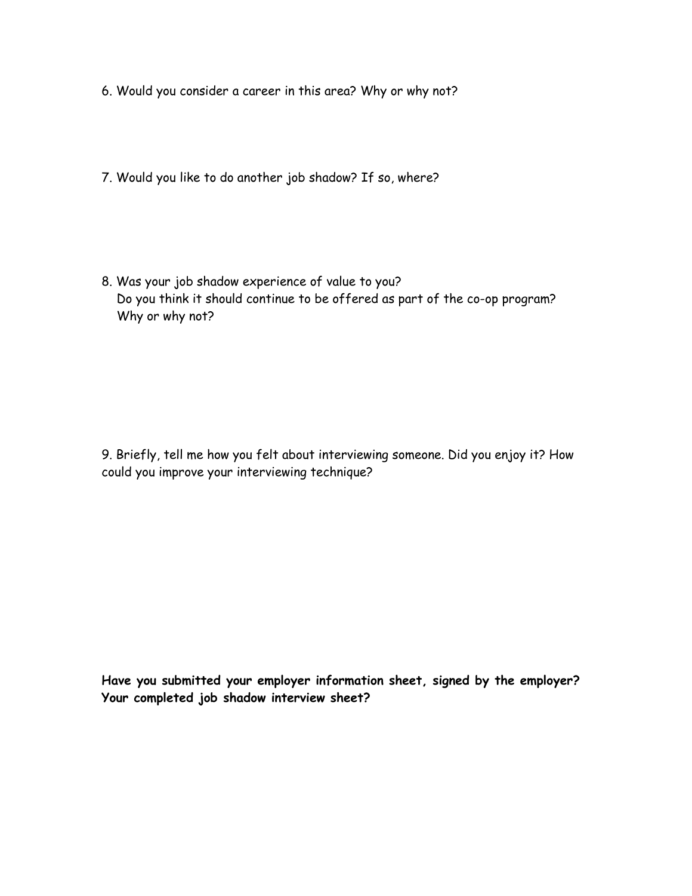6. Would you consider a career in this area? Why or why not?

7. Would you like to do another job shadow? If so, where?

8. Was your job shadow experience of value to you?
   Do you think it should continue to be offered as part of the co-op program?
   Why or why not?

9. Briefly, tell me how you felt about interviewing someone. Did you enjoy it? How could you improve your interviewing technique?

**Have you submitted your employer information sheet, signed by the employer? Your completed job shadow interview sheet?**